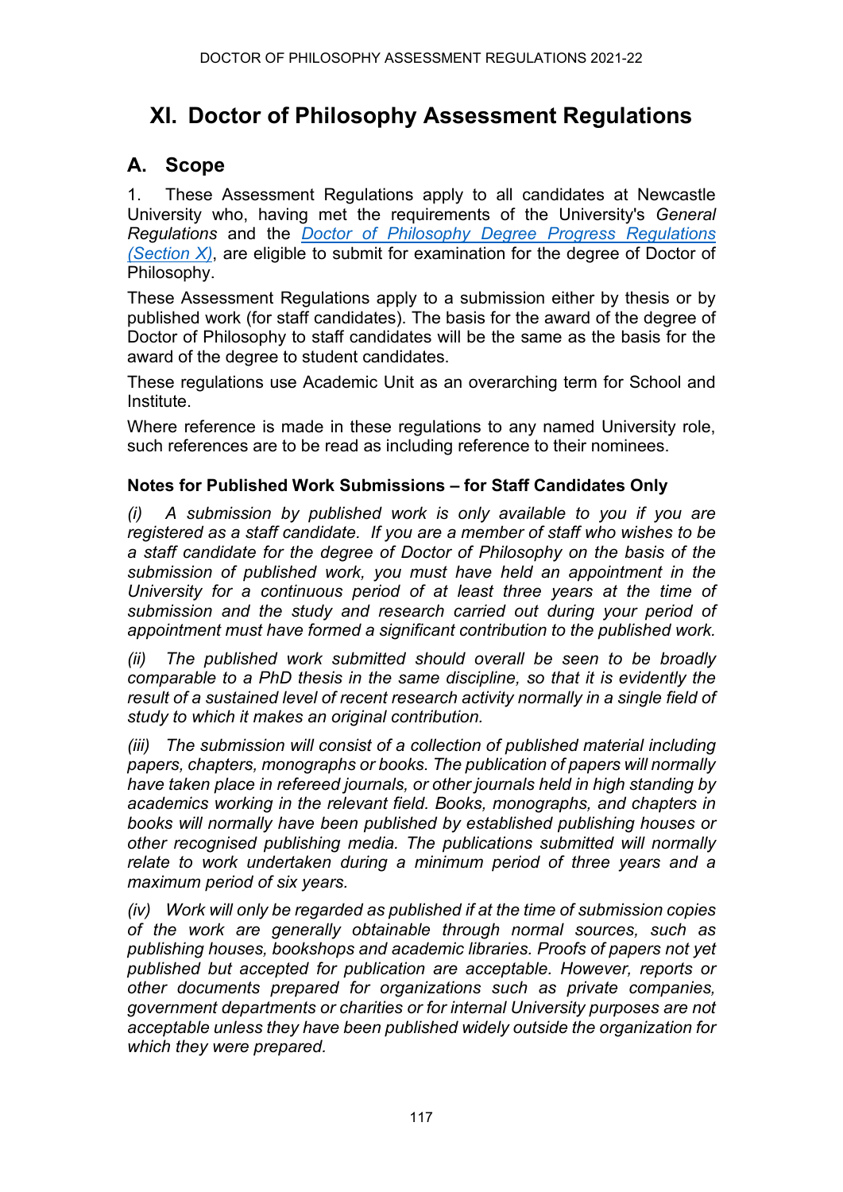# XI. Doctor of Philosophy Assessment Regulations

## A. Scope

1. These Assessment Regulations apply to all candidates at Newcastle University who, having met the requirements of the University's *General Regulations* and the [Doctor of Philosophy Degree Progress Regulations (Section X)](), are eligible to submit for examination for the degree of Doctor of Philosophy.

These Assessment Regulations apply to a submission either by thesis or by published work (for staff candidates). The basis for the award of the degree of Doctor of Philosophy to staff candidates will be the same as the basis for the award of the degree to student candidates.

These regulations use Academic Unit as an overarching term for School and Institute.

Where reference is made in these regulations to any named University role, such references are to be read as including reference to their nominees.

### Notes for Published Work Submissions – for Staff Candidates Only

*(i) A submission by published work is only available to you if you are registered as a staff candidate. If you are a member of staff who wishes to be a staff candidate for the degree of Doctor of Philosophy on the basis of the submission of published work, you must have held an appointment in the University for a continuous period of at least three years at the time of submission and the study and research carried out during your period of appointment must have formed a significant contribution to the published work.*

*(ii) The published work submitted should overall be seen to be broadly comparable to a PhD thesis in the same discipline, so that it is evidently the result of a sustained level of recent research activity normally in a single field of study to which it makes an original contribution.*

*(iii) The submission will consist of a collection of published material including papers, chapters, monographs or books. The publication of papers will normally have taken place in refereed journals, or other journals held in high standing by academics working in the relevant field. Books, monographs, and chapters in books will normally have been published by established publishing houses or other recognised publishing media. The publications submitted will normally relate to work undertaken during a minimum period of three years and a maximum period of six years.*

*(iv) Work will only be regarded as published if at the time of submission copies of the work are generally obtainable through normal sources, such as publishing houses, bookshops and academic libraries. Proofs of papers not yet published but accepted for publication are acceptable. However, reports or other documents prepared for organizations such as private companies, government departments or charities or for internal University purposes are not acceptable unless they have been published widely outside the organization for which they were prepared.*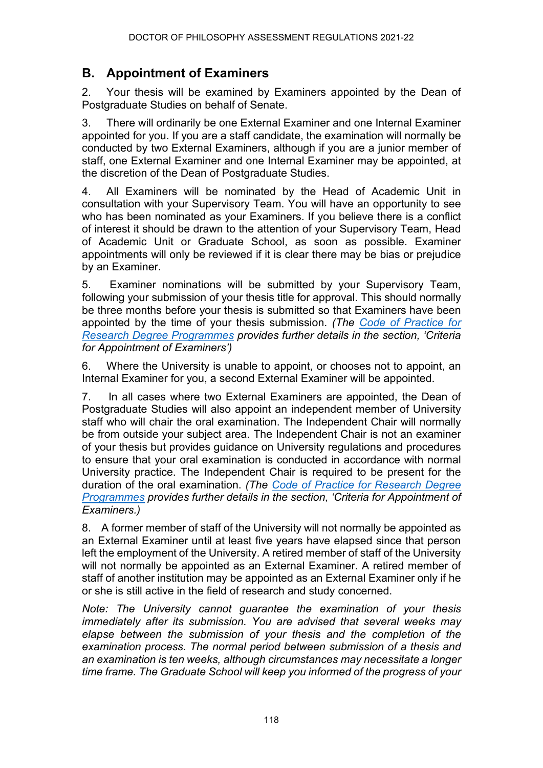## B. Appointment of Examiners

2. Your thesis will be examined by Examiners appointed by the Dean of Postgraduate Studies on behalf of Senate.

3. There will ordinarily be one External Examiner and one Internal Examiner appointed for you. If you are a staff candidate, the examination will normally be conducted by two External Examiners, although if you are a junior member of staff, one External Examiner and one Internal Examiner may be appointed, at the discretion of the Dean of Postgraduate Studies.

4. All Examiners will be nominated by the Head of Academic Unit in consultation with your Supervisory Team. You will have an opportunity to see who has been nominated as your Examiners. If you believe there is a conflict of interest it should be drawn to the attention of your Supervisory Team, Head of Academic Unit or Graduate School, as soon as possible. Examiner appointments will only be reviewed if it is clear there may be bias or prejudice by an Examiner.

5. Examiner nominations will be submitted by your Supervisory Team, following your submission of your thesis title for approval. This should normally be three months before your thesis is submitted so that Examiners have been appointed by the time of your thesis submission. *(The Code of Practice for Research Degree Programmes provides further details in the section, 'Criteria for Appointment of Examiners')*

6. Where the University is unable to appoint, or chooses not to appoint, an Internal Examiner for you, a second External Examiner will be appointed.

7. In all cases where two External Examiners are appointed, the Dean of Postgraduate Studies will also appoint an independent member of University staff who will chair the oral examination. The Independent Chair will normally be from outside your subject area. The Independent Chair is not an examiner of your thesis but provides guidance on University regulations and procedures to ensure that your oral examination is conducted in accordance with normal University practice. The Independent Chair is required to be present for the duration of the oral examination. *(The Code of Practice for Research Degree Programmes provides further details in the section, 'Criteria for Appointment of Examiners.)*

8. A former member of staff of the University will not normally be appointed as an External Examiner until at least five years have elapsed since that person left the employment of the University. A retired member of staff of the University will not normally be appointed as an External Examiner. A retired member of staff of another institution may be appointed as an External Examiner only if he or she is still active in the field of research and study concerned.

*Note: The University cannot guarantee the examination of your thesis immediately after its submission. You are advised that several weeks may elapse between the submission of your thesis and the completion of the examination process. The normal period between submission of a thesis and an examination is ten weeks, although circumstances may necessitate a longer time frame. The Graduate School will keep you informed of the progress of your*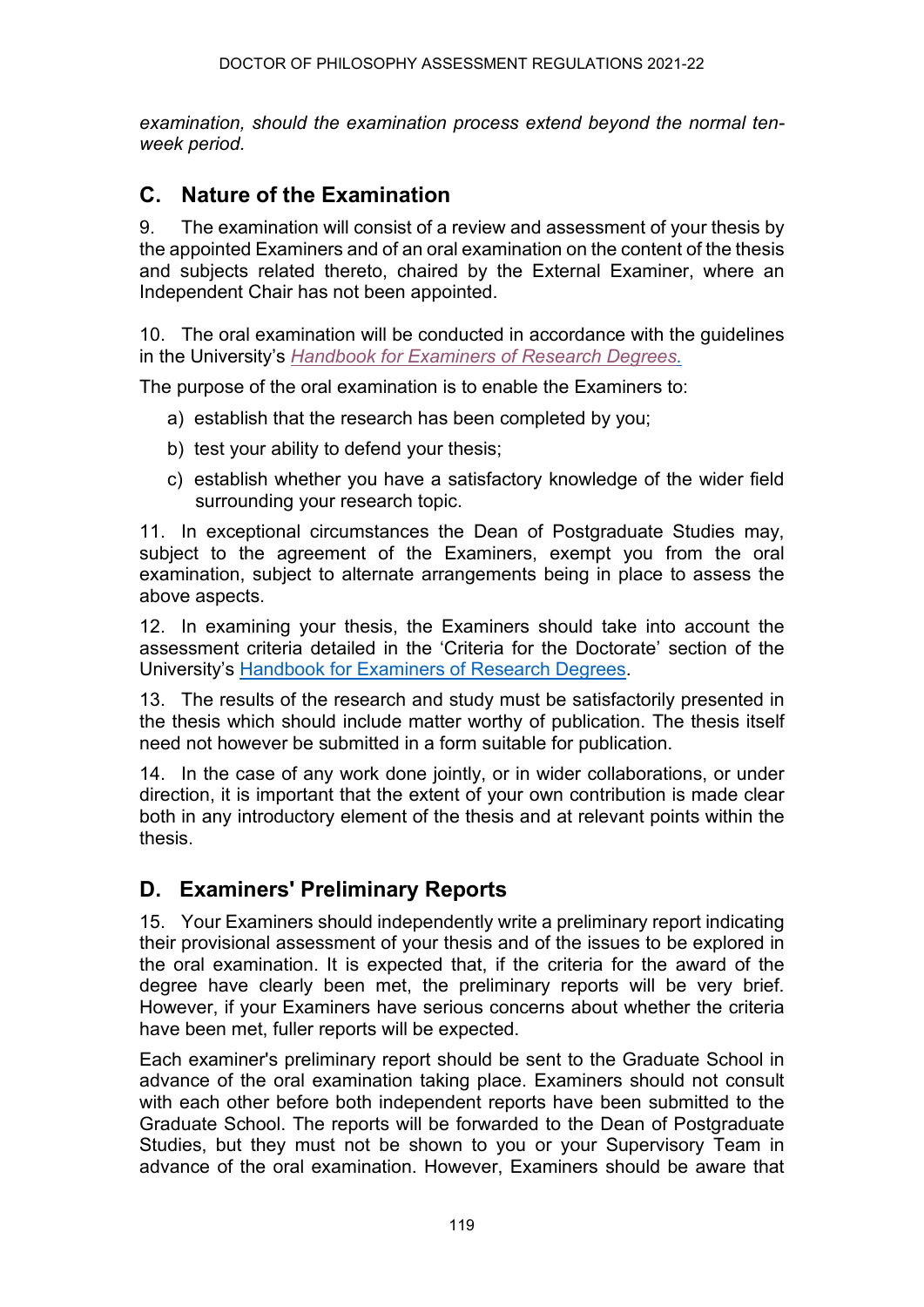*examination, should the examination process extend beyond the normal ten-week period.*

## C. Nature of the Examination

9. The examination will consist of a review and assessment of your thesis by the appointed Examiners and of an oral examination on the content of the thesis and subjects related thereto, chaired by the External Examiner, where an Independent Chair has not been appointed.

10. The oral examination will be conducted in accordance with the guidelines in the University's *Handbook for Examiners of Research Degrees.*

The purpose of the oral examination is to enable the Examiners to:

a) establish that the research has been completed by you;

b) test your ability to defend your thesis;

c) establish whether you have a satisfactory knowledge of the wider field surrounding your research topic.

11. In exceptional circumstances the Dean of Postgraduate Studies may, subject to the agreement of the Examiners, exempt you from the oral examination, subject to alternate arrangements being in place to assess the above aspects.

12. In examining your thesis, the Examiners should take into account the assessment criteria detailed in the 'Criteria for the Doctorate' section of the University's Handbook for Examiners of Research Degrees.

13. The results of the research and study must be satisfactorily presented in the thesis which should include matter worthy of publication. The thesis itself need not however be submitted in a form suitable for publication.

14. In the case of any work done jointly, or in wider collaborations, or under direction, it is important that the extent of your own contribution is made clear both in any introductory element of the thesis and at relevant points within the thesis.

## D. Examiners' Preliminary Reports

15. Your Examiners should independently write a preliminary report indicating their provisional assessment of your thesis and of the issues to be explored in the oral examination. It is expected that, if the criteria for the award of the degree have clearly been met, the preliminary reports will be very brief. However, if your Examiners have serious concerns about whether the criteria have been met, fuller reports will be expected.

Each examiner's preliminary report should be sent to the Graduate School in advance of the oral examination taking place. Examiners should not consult with each other before both independent reports have been submitted to the Graduate School. The reports will be forwarded to the Dean of Postgraduate Studies, but they must not be shown to you or your Supervisory Team in advance of the oral examination. However, Examiners should be aware that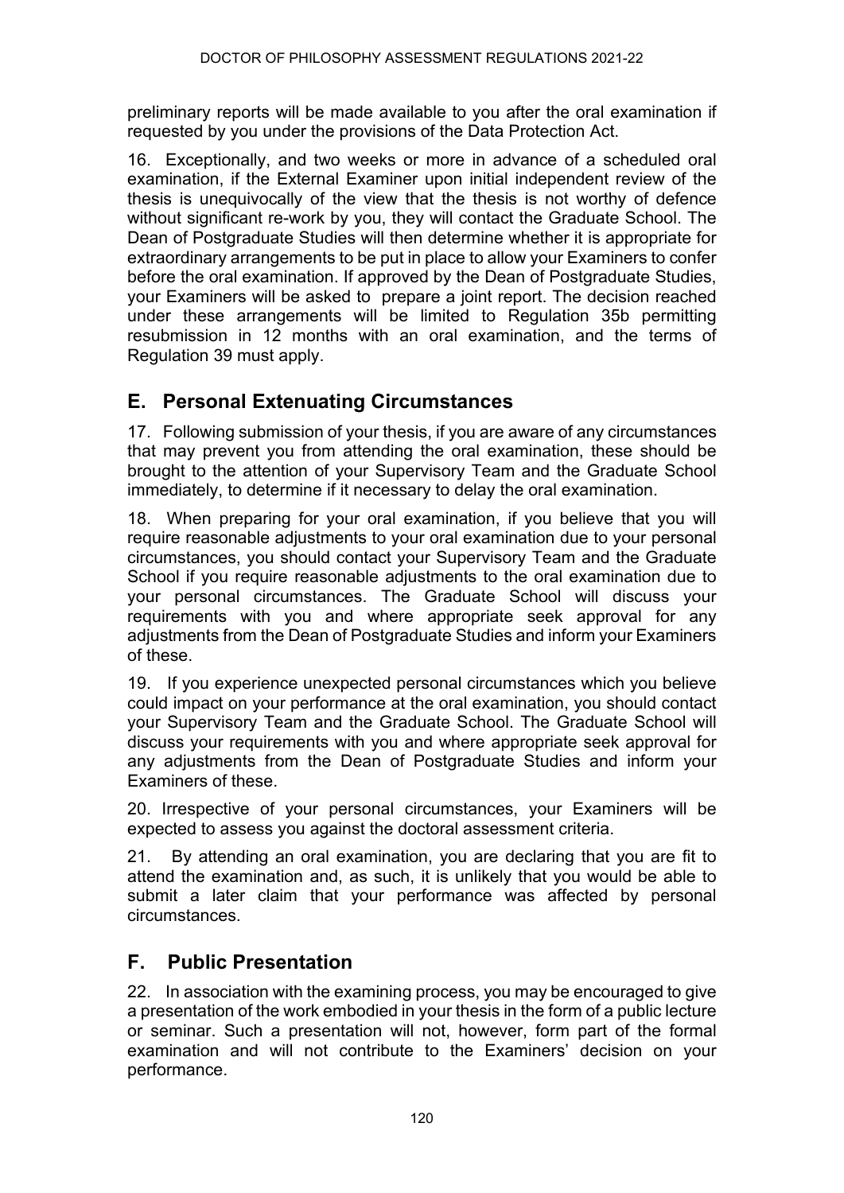preliminary reports will be made available to you after the oral examination if requested by you under the provisions of the Data Protection Act.

16. Exceptionally, and two weeks or more in advance of a scheduled oral examination, if the External Examiner upon initial independent review of the thesis is unequivocally of the view that the thesis is not worthy of defence without significant re-work by you, they will contact the Graduate School. The Dean of Postgraduate Studies will then determine whether it is appropriate for extraordinary arrangements to be put in place to allow your Examiners to confer before the oral examination. If approved by the Dean of Postgraduate Studies, your Examiners will be asked to prepare a joint report. The decision reached under these arrangements will be limited to Regulation 35b permitting resubmission in 12 months with an oral examination, and the terms of Regulation 39 must apply.

## E. Personal Extenuating Circumstances

17. Following submission of your thesis, if you are aware of any circumstances that may prevent you from attending the oral examination, these should be brought to the attention of your Supervisory Team and the Graduate School immediately, to determine if it necessary to delay the oral examination.

18. When preparing for your oral examination, if you believe that you will require reasonable adjustments to your oral examination due to your personal circumstances, you should contact your Supervisory Team and the Graduate School if you require reasonable adjustments to the oral examination due to your personal circumstances. The Graduate School will discuss your requirements with you and where appropriate seek approval for any adjustments from the Dean of Postgraduate Studies and inform your Examiners of these.

19. If you experience unexpected personal circumstances which you believe could impact on your performance at the oral examination, you should contact your Supervisory Team and the Graduate School. The Graduate School will discuss your requirements with you and where appropriate seek approval for any adjustments from the Dean of Postgraduate Studies and inform your Examiners of these.

20. Irrespective of your personal circumstances, your Examiners will be expected to assess you against the doctoral assessment criteria.

21. By attending an oral examination, you are declaring that you are fit to attend the examination and, as such, it is unlikely that you would be able to submit a later claim that your performance was affected by personal circumstances.

## F. Public Presentation

22. In association with the examining process, you may be encouraged to give a presentation of the work embodied in your thesis in the form of a public lecture or seminar. Such a presentation will not, however, form part of the formal examination and will not contribute to the Examiners' decision on your performance.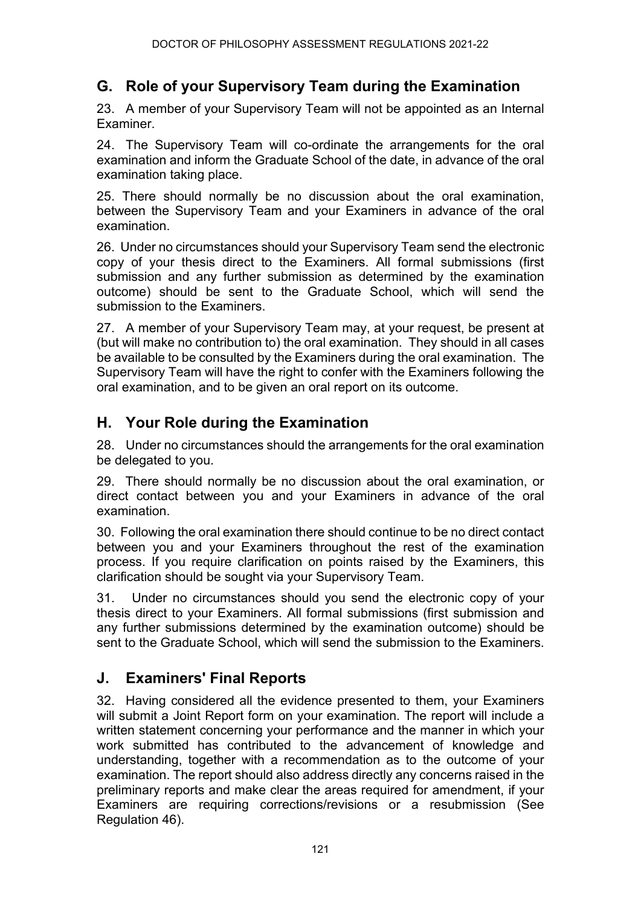## G. Role of your Supervisory Team during the Examination

23. A member of your Supervisory Team will not be appointed as an Internal Examiner.

24. The Supervisory Team will co-ordinate the arrangements for the oral examination and inform the Graduate School of the date, in advance of the oral examination taking place.

25. There should normally be no discussion about the oral examination, between the Supervisory Team and your Examiners in advance of the oral examination.

26. Under no circumstances should your Supervisory Team send the electronic copy of your thesis direct to the Examiners. All formal submissions (first submission and any further submission as determined by the examination outcome) should be sent to the Graduate School, which will send the submission to the Examiners.

27. A member of your Supervisory Team may, at your request, be present at (but will make no contribution to) the oral examination. They should in all cases be available to be consulted by the Examiners during the oral examination. The Supervisory Team will have the right to confer with the Examiners following the oral examination, and to be given an oral report on its outcome.

## H. Your Role during the Examination

28. Under no circumstances should the arrangements for the oral examination be delegated to you.

29. There should normally be no discussion about the oral examination, or direct contact between you and your Examiners in advance of the oral examination.

30. Following the oral examination there should continue to be no direct contact between you and your Examiners throughout the rest of the examination process. If you require clarification on points raised by the Examiners, this clarification should be sought via your Supervisory Team.

31. Under no circumstances should you send the electronic copy of your thesis direct to your Examiners. All formal submissions (first submission and any further submissions determined by the examination outcome) should be sent to the Graduate School, which will send the submission to the Examiners.

## J. Examiners' Final Reports

32. Having considered all the evidence presented to them, your Examiners will submit a Joint Report form on your examination. The report will include a written statement concerning your performance and the manner in which your work submitted has contributed to the advancement of knowledge and understanding, together with a recommendation as to the outcome of your examination. The report should also address directly any concerns raised in the preliminary reports and make clear the areas required for amendment, if your Examiners are requiring corrections/revisions or a resubmission (See Regulation 46).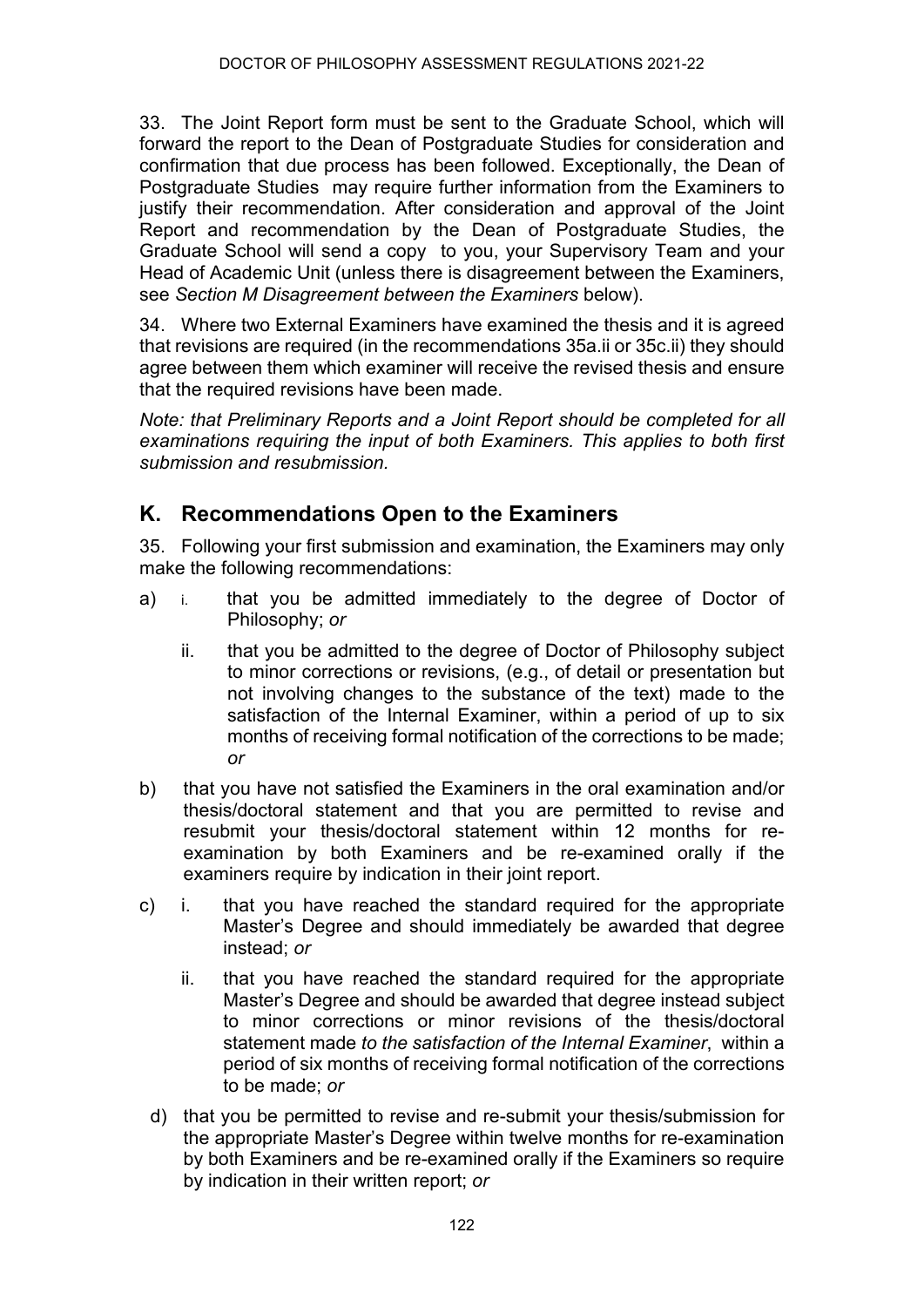33. The Joint Report form must be sent to the Graduate School, which will forward the report to the Dean of Postgraduate Studies for consideration and confirmation that due process has been followed. Exceptionally, the Dean of Postgraduate Studies may require further information from the Examiners to justify their recommendation. After consideration and approval of the Joint Report and recommendation by the Dean of Postgraduate Studies, the Graduate School will send a copy to you, your Supervisory Team and your Head of Academic Unit (unless there is disagreement between the Examiners, see *Section M Disagreement between the Examiners* below).

34. Where two External Examiners have examined the thesis and it is agreed that revisions are required (in the recommendations 35a.ii or 35c.ii) they should agree between them which examiner will receive the revised thesis and ensure that the required revisions have been made.

*Note: that Preliminary Reports and a Joint Report should be completed for all examinations requiring the input of both Examiners. This applies to both first submission and resubmission.*

## K. Recommendations Open to the Examiners

35. Following your first submission and examination, the Examiners may only make the following recommendations:

a) i. that you be admitted immediately to the degree of Doctor of Philosophy; *or*

   ii. that you be admitted to the degree of Doctor of Philosophy subject to minor corrections or revisions, (e.g., of detail or presentation but not involving changes to the substance of the text) made to the satisfaction of the Internal Examiner, within a period of up to six months of receiving formal notification of the corrections to be made; *or*

b) that you have not satisfied the Examiners in the oral examination and/or thesis/doctoral statement and that you are permitted to revise and resubmit your thesis/doctoral statement within 12 months for re-examination by both Examiners and be re-examined orally if the examiners require by indication in their joint report.

c) i. that you have reached the standard required for the appropriate Master's Degree and should immediately be awarded that degree instead; *or*

   ii. that you have reached the standard required for the appropriate Master's Degree and should be awarded that degree instead subject to minor corrections or minor revisions of the thesis/doctoral statement made *to the satisfaction of the Internal Examiner*, within a period of six months of receiving formal notification of the corrections to be made; *or*

d) that you be permitted to revise and re-submit your thesis/submission for the appropriate Master's Degree within twelve months for re-examination by both Examiners and be re-examined orally if the Examiners so require by indication in their written report; *or*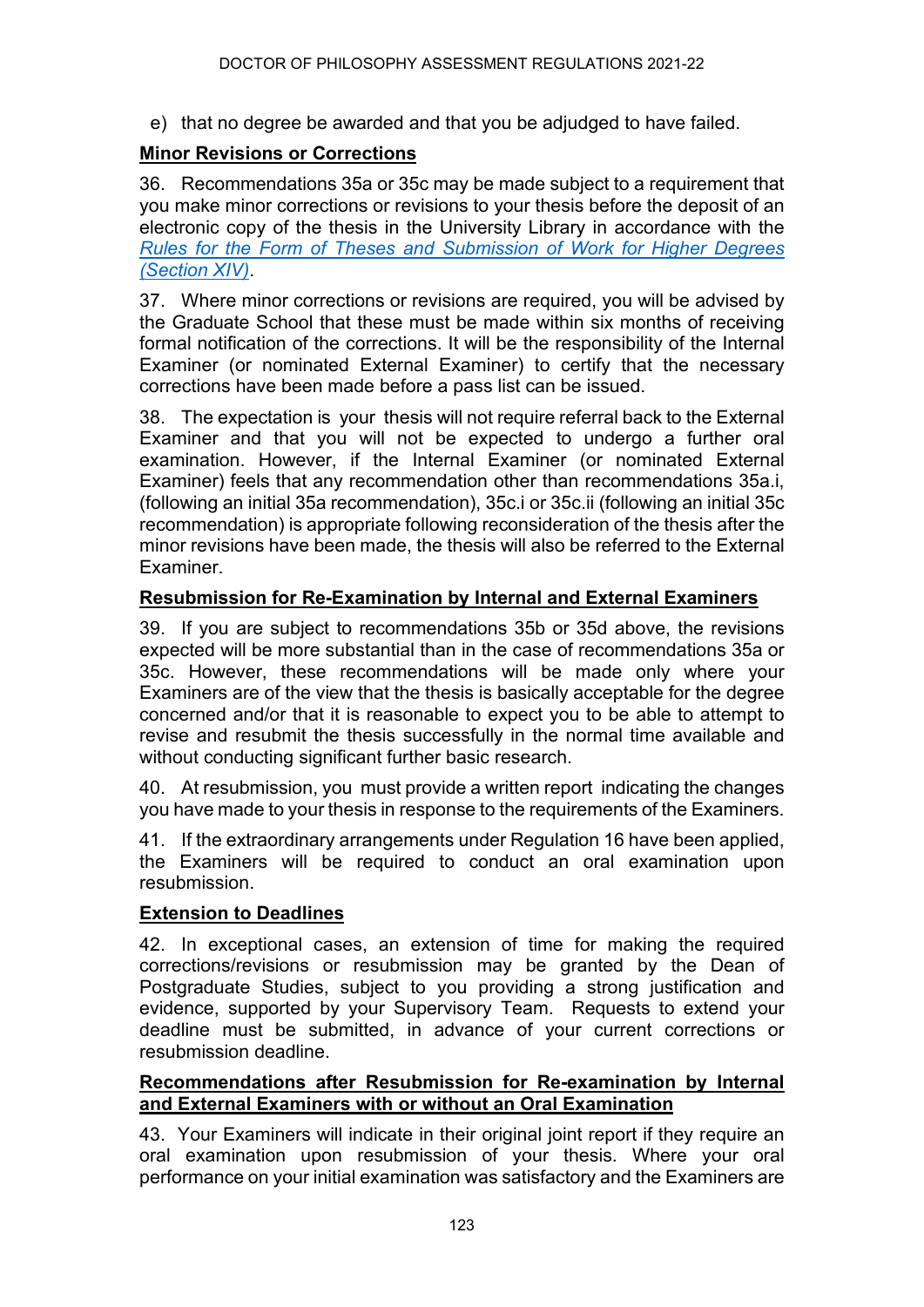e) that no degree be awarded and that you be adjudged to have failed.

**Minor Revisions or Corrections**

36. Recommendations 35a or 35c may be made subject to a requirement that you make minor corrections or revisions to your thesis before the deposit of an electronic copy of the thesis in the University Library in accordance with the *Rules for the Form of Theses and Submission of Work for Higher Degrees (Section XIV)*.

37. Where minor corrections or revisions are required, you will be advised by the Graduate School that these must be made within six months of receiving formal notification of the corrections. It will be the responsibility of the Internal Examiner (or nominated External Examiner) to certify that the necessary corrections have been made before a pass list can be issued.

38. The expectation is your thesis will not require referral back to the External Examiner and that you will not be expected to undergo a further oral examination. However, if the Internal Examiner (or nominated External Examiner) feels that any recommendation other than recommendations 35a.i, (following an initial 35a recommendation), 35c.i or 35c.ii (following an initial 35c recommendation) is appropriate following reconsideration of the thesis after the minor revisions have been made, the thesis will also be referred to the External Examiner.

**Resubmission for Re-Examination by Internal and External Examiners**

39. If you are subject to recommendations 35b or 35d above, the revisions expected will be more substantial than in the case of recommendations 35a or 35c. However, these recommendations will be made only where your Examiners are of the view that the thesis is basically acceptable for the degree concerned and/or that it is reasonable to expect you to be able to attempt to revise and resubmit the thesis successfully in the normal time available and without conducting significant further basic research.

40. At resubmission, you must provide a written report indicating the changes you have made to your thesis in response to the requirements of the Examiners.

41. If the extraordinary arrangements under Regulation 16 have been applied, the Examiners will be required to conduct an oral examination upon resubmission.

**Extension to Deadlines**

42. In exceptional cases, an extension of time for making the required corrections/revisions or resubmission may be granted by the Dean of Postgraduate Studies, subject to you providing a strong justification and evidence, supported by your Supervisory Team. Requests to extend your deadline must be submitted, in advance of your current corrections or resubmission deadline.

**Recommendations after Resubmission for Re-examination by Internal and External Examiners with or without an Oral Examination**

43. Your Examiners will indicate in their original joint report if they require an oral examination upon resubmission of your thesis. Where your oral performance on your initial examination was satisfactory and the Examiners are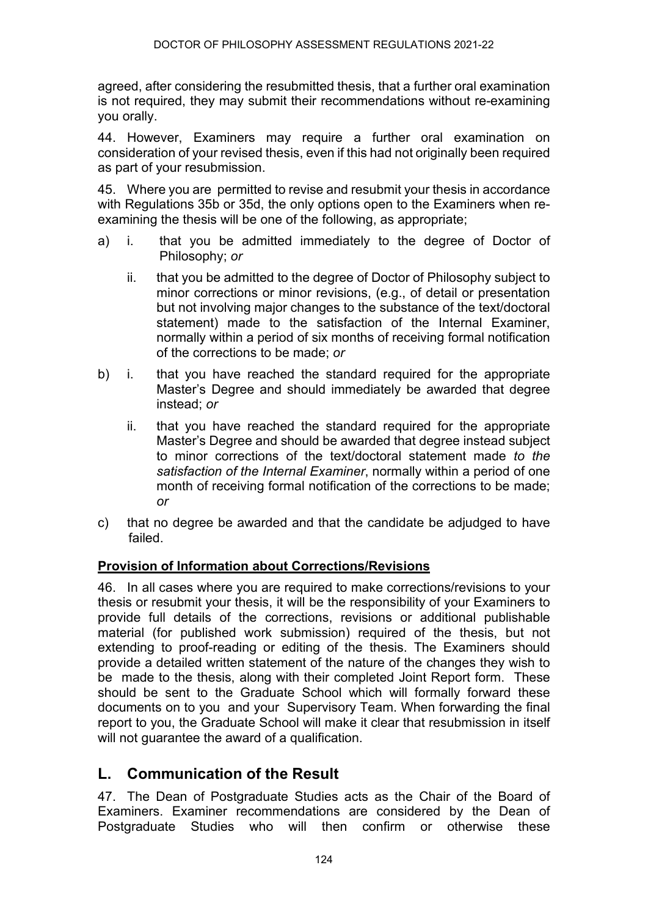agreed, after considering the resubmitted thesis, that a further oral examination is not required, they may submit their recommendations without re-examining you orally.

44. However, Examiners may require a further oral examination on consideration of your revised thesis, even if this had not originally been required as part of your resubmission.

45. Where you are permitted to revise and resubmit your thesis in accordance with Regulations 35b or 35d, the only options open to the Examiners when re-examining the thesis will be one of the following, as appropriate;

a) i. that you be admitted immediately to the degree of Doctor of Philosophy; *or*

   ii. that you be admitted to the degree of Doctor of Philosophy subject to minor corrections or minor revisions, (e.g., of detail or presentation but not involving major changes to the substance of the text/doctoral statement) made to the satisfaction of the Internal Examiner, normally within a period of six months of receiving formal notification of the corrections to be made; *or*

b) i. that you have reached the standard required for the appropriate Master's Degree and should immediately be awarded that degree instead; *or*

   ii. that you have reached the standard required for the appropriate Master's Degree and should be awarded that degree instead subject to minor corrections of the text/doctoral statement made *to the satisfaction of the Internal Examiner*, normally within a period of one month of receiving formal notification of the corrections to be made; *or*

c) that no degree be awarded and that the candidate be adjudged to have failed.

**<u>Provision of Information about Corrections/Revisions</u>**

46. In all cases where you are required to make corrections/revisions to your thesis or resubmit your thesis, it will be the responsibility of your Examiners to provide full details of the corrections, revisions or additional publishable material (for published work submission) required of the thesis, but not extending to proof-reading or editing of the thesis. The Examiners should provide a detailed written statement of the nature of the changes they wish to be made to the thesis, along with their completed Joint Report form. These should be sent to the Graduate School which will formally forward these documents on to you and your Supervisory Team. When forwarding the final report to you, the Graduate School will make it clear that resubmission in itself will not guarantee the award of a qualification.

## L. Communication of the Result

47. The Dean of Postgraduate Studies acts as the Chair of the Board of Examiners. Examiner recommendations are considered by the Dean of Postgraduate Studies who will then confirm or otherwise these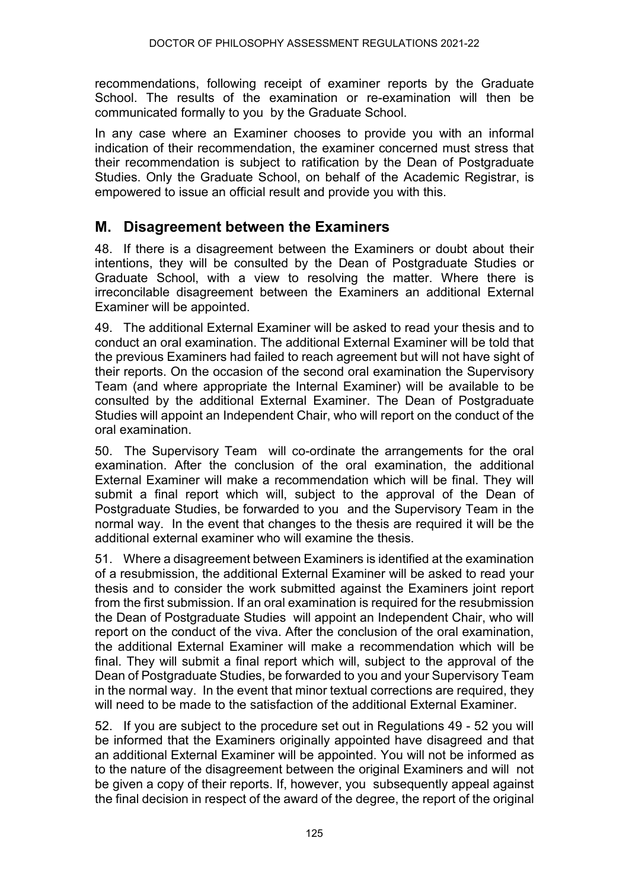recommendations, following receipt of examiner reports by the Graduate School. The results of the examination or re-examination will then be communicated formally to you by the Graduate School.

In any case where an Examiner chooses to provide you with an informal indication of their recommendation, the examiner concerned must stress that their recommendation is subject to ratification by the Dean of Postgraduate Studies. Only the Graduate School, on behalf of the Academic Registrar, is empowered to issue an official result and provide you with this.

## M. Disagreement between the Examiners

48. If there is a disagreement between the Examiners or doubt about their intentions, they will be consulted by the Dean of Postgraduate Studies or Graduate School, with a view to resolving the matter. Where there is irreconcilable disagreement between the Examiners an additional External Examiner will be appointed.

49. The additional External Examiner will be asked to read your thesis and to conduct an oral examination. The additional External Examiner will be told that the previous Examiners had failed to reach agreement but will not have sight of their reports. On the occasion of the second oral examination the Supervisory Team (and where appropriate the Internal Examiner) will be available to be consulted by the additional External Examiner. The Dean of Postgraduate Studies will appoint an Independent Chair, who will report on the conduct of the oral examination.

50. The Supervisory Team will co-ordinate the arrangements for the oral examination. After the conclusion of the oral examination, the additional External Examiner will make a recommendation which will be final. They will submit a final report which will, subject to the approval of the Dean of Postgraduate Studies, be forwarded to you and the Supervisory Team in the normal way. In the event that changes to the thesis are required it will be the additional external examiner who will examine the thesis.

51. Where a disagreement between Examiners is identified at the examination of a resubmission, the additional External Examiner will be asked to read your thesis and to consider the work submitted against the Examiners joint report from the first submission. If an oral examination is required for the resubmission the Dean of Postgraduate Studies will appoint an Independent Chair, who will report on the conduct of the viva. After the conclusion of the oral examination, the additional External Examiner will make a recommendation which will be final. They will submit a final report which will, subject to the approval of the Dean of Postgraduate Studies, be forwarded to you and your Supervisory Team in the normal way. In the event that minor textual corrections are required, they will need to be made to the satisfaction of the additional External Examiner.

52. If you are subject to the procedure set out in Regulations 49 - 52 you will be informed that the Examiners originally appointed have disagreed and that an additional External Examiner will be appointed. You will not be informed as to the nature of the disagreement between the original Examiners and will not be given a copy of their reports. If, however, you subsequently appeal against the final decision in respect of the award of the degree, the report of the original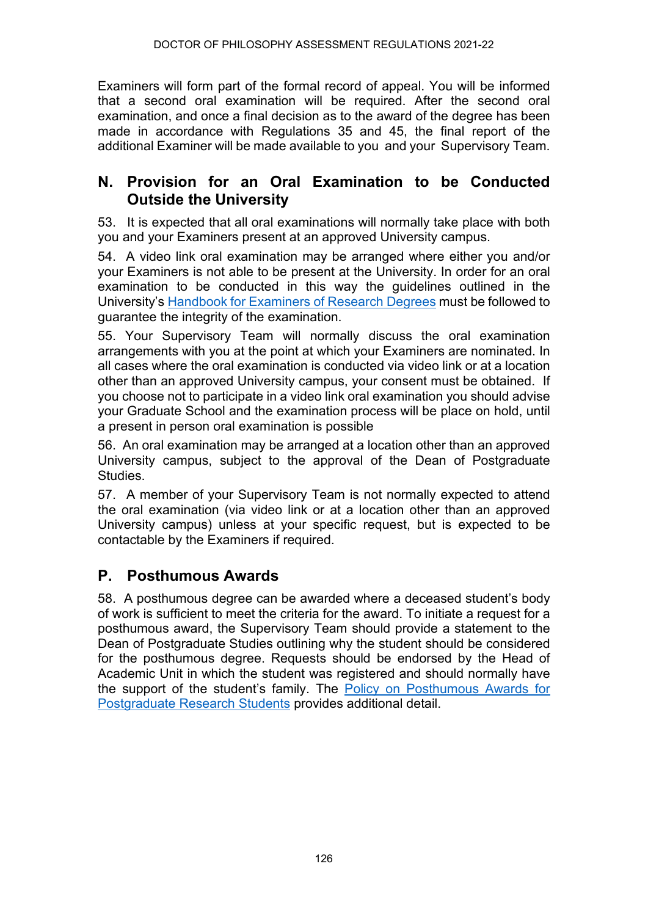Examiners will form part of the formal record of appeal. You will be informed that a second oral examination will be required. After the second oral examination, and once a final decision as to the award of the degree has been made in accordance with Regulations 35 and 45, the final report of the additional Examiner will be made available to you and your Supervisory Team.

## N. Provision for an Oral Examination to be Conducted Outside the University

53. It is expected that all oral examinations will normally take place with both you and your Examiners present at an approved University campus.

54. A video link oral examination may be arranged where either you and/or your Examiners is not able to be present at the University. In order for an oral examination to be conducted in this way the guidelines outlined in the University's Handbook for Examiners of Research Degrees must be followed to guarantee the integrity of the examination.

55. Your Supervisory Team will normally discuss the oral examination arrangements with you at the point at which your Examiners are nominated. In all cases where the oral examination is conducted via video link or at a location other than an approved University campus, your consent must be obtained. If you choose not to participate in a video link oral examination you should advise your Graduate School and the examination process will be place on hold, until a present in person oral examination is possible

56. An oral examination may be arranged at a location other than an approved University campus, subject to the approval of the Dean of Postgraduate Studies.

57. A member of your Supervisory Team is not normally expected to attend the oral examination (via video link or at a location other than an approved University campus) unless at your specific request, but is expected to be contactable by the Examiners if required.

## P. Posthumous Awards

58. A posthumous degree can be awarded where a deceased student's body of work is sufficient to meet the criteria for the award. To initiate a request for a posthumous award, the Supervisory Team should provide a statement to the Dean of Postgraduate Studies outlining why the student should be considered for the posthumous degree. Requests should be endorsed by the Head of Academic Unit in which the student was registered and should normally have the support of the student's family. The Policy on Posthumous Awards for Postgraduate Research Students provides additional detail.